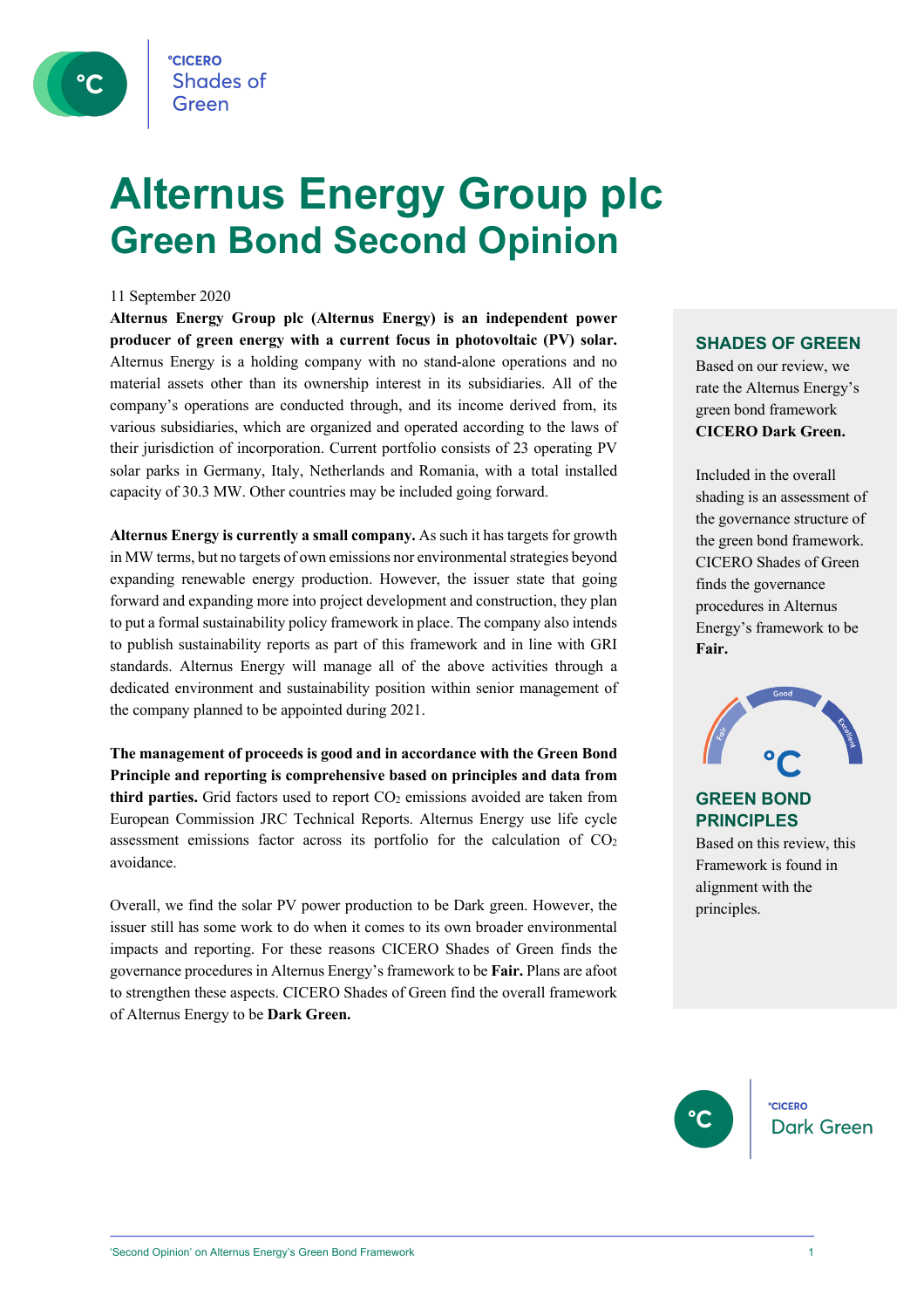# Alternus Energy Group plc

## Green Bond Second Opinion

11 September 2020

**Alternus Energy Group plc (Alternus Energy) is an independent power producer of green energy with a current focus in photovoltaic (PV) solar.** Alternus Energy is a holding company with no stand-alone operations and no material assets other than its ownership interest in its subsidiaries. All of the company's operations are conducted through, and its income derived from, its various subsidiaries, which are organized and operated according to the laws of their jurisdiction of incorporation. Current portfolio consists of 23 operating PV solar parks in Germany, Italy, Netherlands and Romania, with a total installed capacity of 30.3 MW. Other countries may be included going forward.

**Alternus Energy is currently a small company.** As such it has targets for growth in MW terms, but no targets of own emissions nor environmental strategies beyond expanding renewable energy production. However, the issuer state that going forward and expanding more into project development and construction, they plan to put a formal sustainability policy framework in place. The company also intends to publish sustainability reports as part of this framework and in line with GRI standards. Alternus Energy will manage all of the above activities through a dedicated environment and sustainability position within senior management of the company planned to be appointed during 2021.

**The management of proceeds is good and in accordance with the Green Bond Principle and reporting is comprehensive based on principles and data from third parties.** Grid factors used to report $CO_2$ emissions avoided are taken from European Commission JRC Technical Reports. Alternus Energy use life cycle assessment emissions factor across its portfolio for the calculation of $CO_2$ avoidance.

Overall, we find the solar PV power production to be Dark green. However, the issuer still has some work to do when it comes to its own broader environmental impacts and reporting. For these reasons CICERO Shades of Green finds the governance procedures in Alternus Energy's framework to be **Fair.** Plans are afoot to strengthen these aspects. CICERO Shades of Green find the overall framework of Alternus Energy to be **Dark Green.**

### SHADES OF GREEN

Based on our review, we rate the Alternus Energy's green bond framework **CICERO Dark Green.**

Included in the overall shading is an assessment of the governance structure of the green bond framework. CICERO Shades of Green finds the governance procedures in Alternus Energy's framework to be **Fair.**

### GREEN BOND PRINCIPLES

Based on this review, this Framework is found in alignment with the principles.

CICERO Dark Green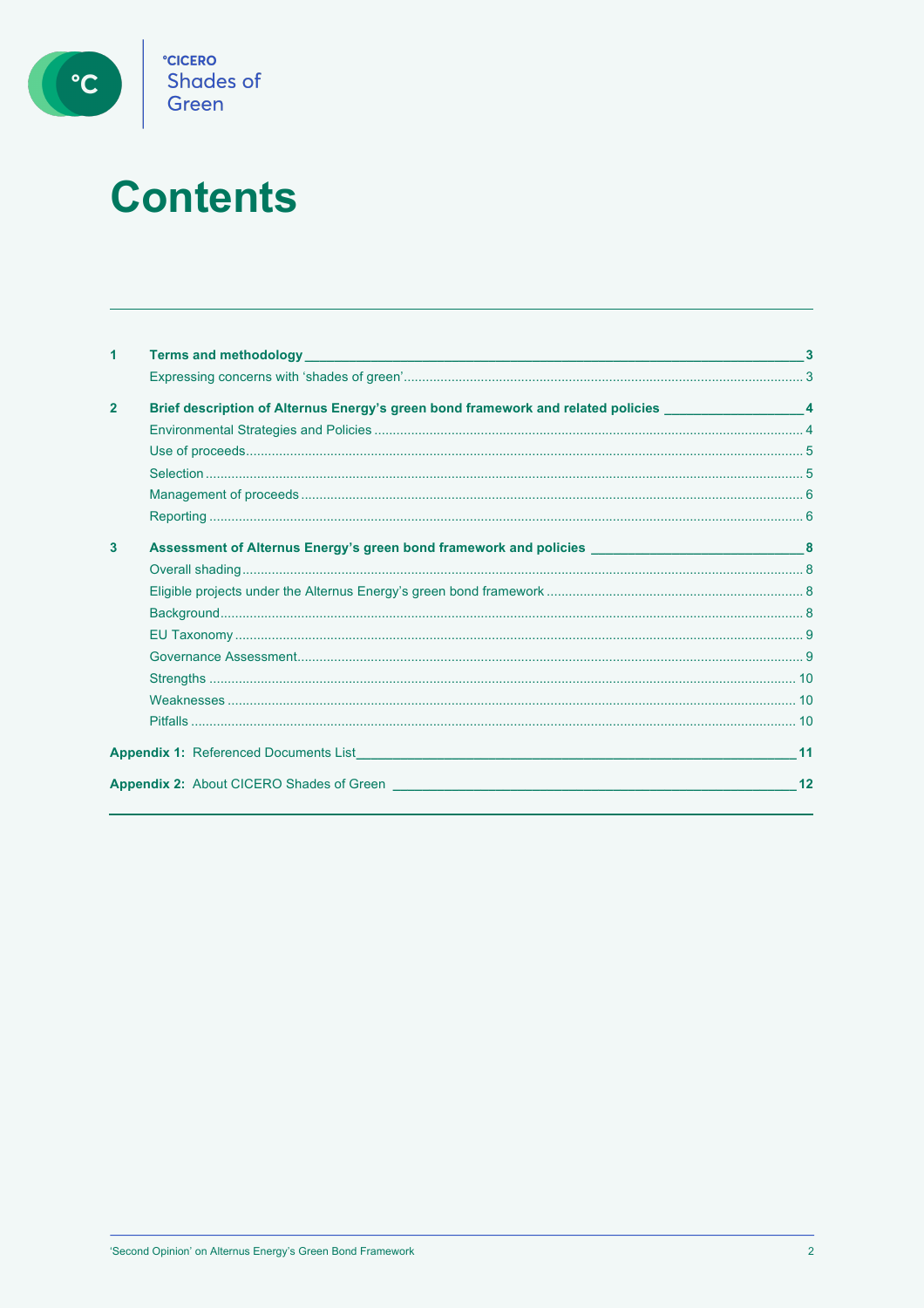# Contents

| | | |
|---|---|---|
| **1** | **Terms and methodology** | **3** |
| | Expressing concerns with 'shades of green' | 3 |
| **2** | **Brief description of Alternus Energy's green bond framework and related policies** | **4** |
| | Environmental Strategies and Policies | 4 |
| | Use of proceeds | 5 |
| | Selection | 5 |
| | Management of proceeds | 6 |
| | Reporting | 6 |
| **3** | **Assessment of Alternus Energy's green bond framework and policies** | **8** |
| | Overall shading | 8 |
| | Eligible projects under the Alternus Energy's green bond framework | 8 |
| | Background | 8 |
| | EU Taxonomy | 9 |
| | Governance Assessment | 9 |
| | Strengths | 10 |
| | Weaknesses | 10 |
| | Pitfalls | 10 |
| **Appendix 1:** | Referenced Documents List | **11** |
| **Appendix 2:** | About CICERO Shades of Green | **12** |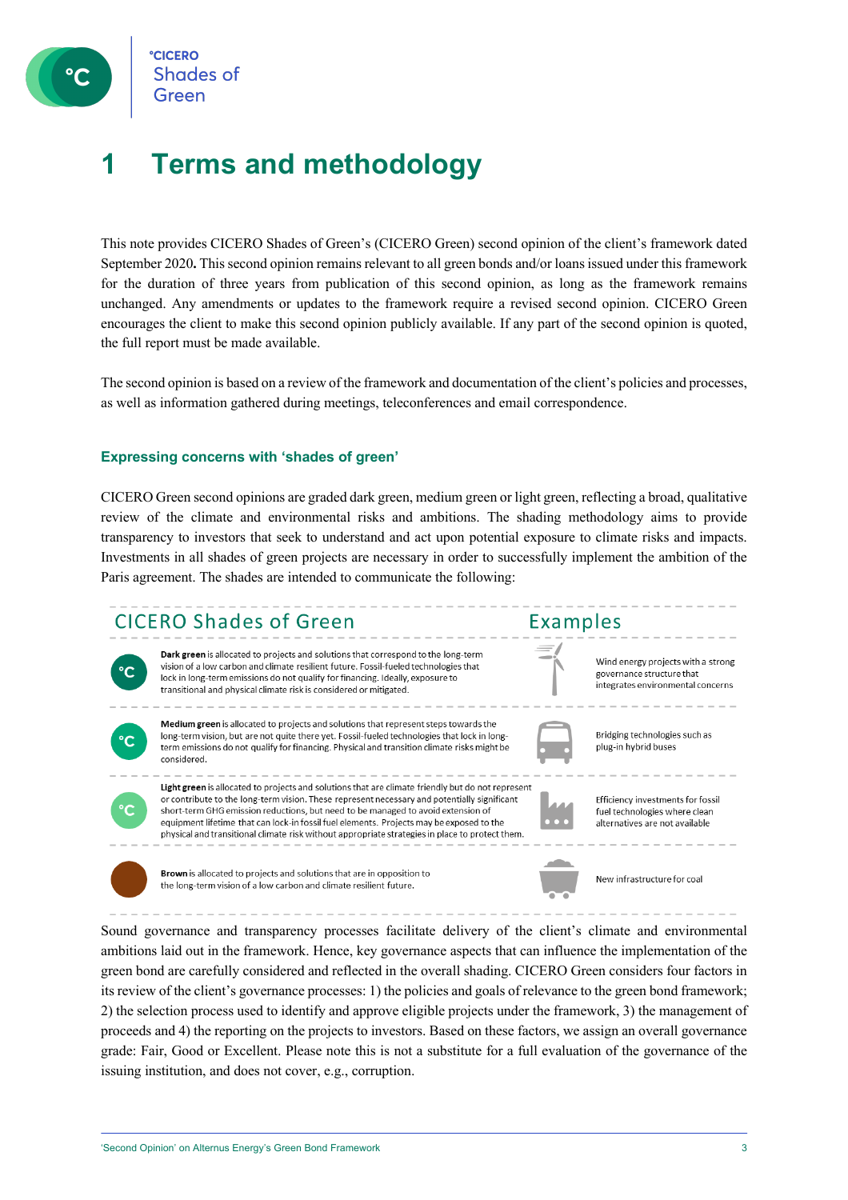# 1 Terms and methodology

This note provides CICERO Shades of Green's (CICERO Green) second opinion of the client's framework dated September 2020**.** This second opinion remains relevant to all green bonds and/or loans issued under this framework for the duration of three years from publication of this second opinion, as long as the framework remains unchanged. Any amendments or updates to the framework require a revised second opinion. CICERO Green encourages the client to make this second opinion publicly available. If any part of the second opinion is quoted, the full report must be made available.

The second opinion is based on a review of the framework and documentation of the client's policies and processes, as well as information gathered during meetings, teleconferences and email correspondence.

### Expressing concerns with 'shades of green'

CICERO Green second opinions are graded dark green, medium green or light green, reflecting a broad, qualitative review of the climate and environmental risks and ambitions. The shading methodology aims to provide transparency to investors that seek to understand and act upon potential exposure to climate risks and impacts. Investments in all shades of green projects are necessary in order to successfully implement the ambition of the Paris agreement. The shades are intended to communicate the following:

| CICERO Shades of Green | Examples |
|---|---|
| **Dark green** is allocated to projects and solutions that correspond to the long-term vision of a low carbon and climate resilient future. Fossil-fueled technologies that lock in long-term emissions do not qualify for financing. Ideally, exposure to transitional and physical climate risk is considered or mitigated. | Wind energy projects with a strong governance structure that integrates environmental concerns |
| **Medium green** is allocated to projects and solutions that represent steps towards the long-term vision, but are not quite there yet. Fossil-fueled technologies that lock in long-term emissions do not qualify for financing. Physical and transition climate risks might be considered. | Bridging technologies such as plug-in hybrid buses |
| **Light green** is allocated to projects and solutions that are climate friendly but do not represent or contribute to the long-term vision. These represent necessary and potentially significant short-term GHG emission reductions, but need to be managed to avoid extension of equipment lifetime that can lock-in fossil fuel elements. Projects may be exposed to the physical and transitional climate risk without appropriate strategies in place to protect them. | Efficiency investments for fossil fuel technologies where clean alternatives are not available |
| **Brown** is allocated to projects and solutions that are in opposition to the long-term vision of a low carbon and climate resilient future. | New infrastructure for coal |

Sound governance and transparency processes facilitate delivery of the client's climate and environmental ambitions laid out in the framework. Hence, key governance aspects that can influence the implementation of the green bond are carefully considered and reflected in the overall shading. CICERO Green considers four factors in its review of the client's governance processes: 1) the policies and goals of relevance to the green bond framework; 2) the selection process used to identify and approve eligible projects under the framework, 3) the management of proceeds and 4) the reporting on the projects to investors. Based on these factors, we assign an overall governance grade: Fair, Good or Excellent. Please note this is not a substitute for a full evaluation of the governance of the issuing institution, and does not cover, e.g., corruption.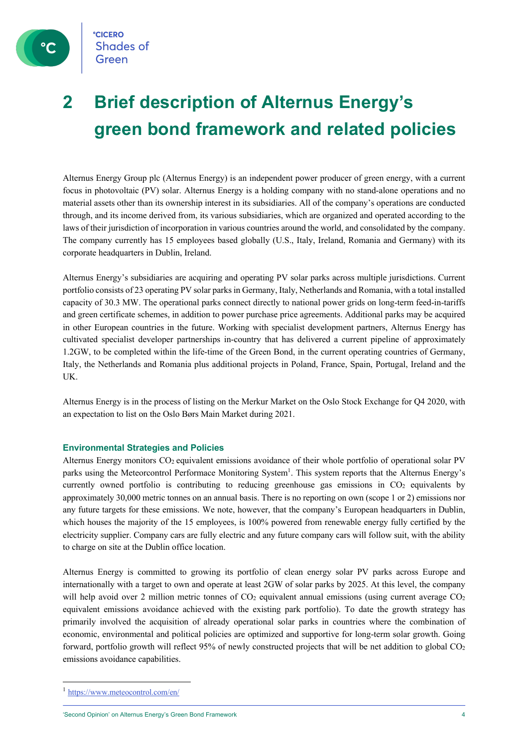# 2 Brief description of Alternus Energy's green bond framework and related policies

Alternus Energy Group plc (Alternus Energy) is an independent power producer of green energy, with a current focus in photovoltaic (PV) solar. Alternus Energy is a holding company with no stand-alone operations and no material assets other than its ownership interest in its subsidiaries. All of the company's operations are conducted through, and its income derived from, its various subsidiaries, which are organized and operated according to the laws of their jurisdiction of incorporation in various countries around the world, and consolidated by the company. The company currently has 15 employees based globally (U.S., Italy, Ireland, Romania and Germany) with its corporate headquarters in Dublin, Ireland.

Alternus Energy's subsidiaries are acquiring and operating PV solar parks across multiple jurisdictions. Current portfolio consists of 23 operating PV solar parks in Germany, Italy, Netherlands and Romania, with a total installed capacity of 30.3 MW. The operational parks connect directly to national power grids on long-term feed-in-tariffs and green certificate schemes, in addition to power purchase price agreements. Additional parks may be acquired in other European countries in the future. Working with specialist development partners, Alternus Energy has cultivated specialist developer partnerships in-country that has delivered a current pipeline of approximately 1.2GW, to be completed within the life-time of the Green Bond, in the current operating countries of Germany, Italy, the Netherlands and Romania plus additional projects in Poland, France, Spain, Portugal, Ireland and the UK.

Alternus Energy is in the process of listing on the Merkur Market on the Oslo Stock Exchange for Q4 2020, with an expectation to list on the Oslo Børs Main Market during 2021.

### Environmental Strategies and Policies

Alternus Energy monitors $CO_2$ equivalent emissions avoidance of their whole portfolio of operational solar PV parks using the Meteorcontrol Performace Monitoring System[1]. This system reports that the Alternus Energy's currently owned portfolio is contributing to reducing greenhouse gas emissions in $CO_2$ equivalents by approximately 30,000 metric tonnes on an annual basis. There is no reporting on own (scope 1 or 2) emissions nor any future targets for these emissions. We note, however, that the company's European headquarters in Dublin, which houses the majority of the 15 employees, is 100% powered from renewable energy fully certified by the electricity supplier. Company cars are fully electric and any future company cars will follow suit, with the ability to charge on site at the Dublin office location.

Alternus Energy is committed to growing its portfolio of clean energy solar PV parks across Europe and internationally with a target to own and operate at least 2GW of solar parks by 2025. At this level, the company will help avoid over 2 million metric tonnes of $CO_2$ equivalent annual emissions (using current average $CO_2$ equivalent emissions avoidance achieved with the existing park portfolio). To date the growth strategy has primarily involved the acquisition of already operational solar parks in countries where the combination of economic, environmental and political policies are optimized and supportive for long-term solar growth. Going forward, portfolio growth will reflect 95% of newly constructed projects that will be net addition to global $CO_2$ emissions avoidance capabilities.

[1] https://www.meteocontrol.com/en/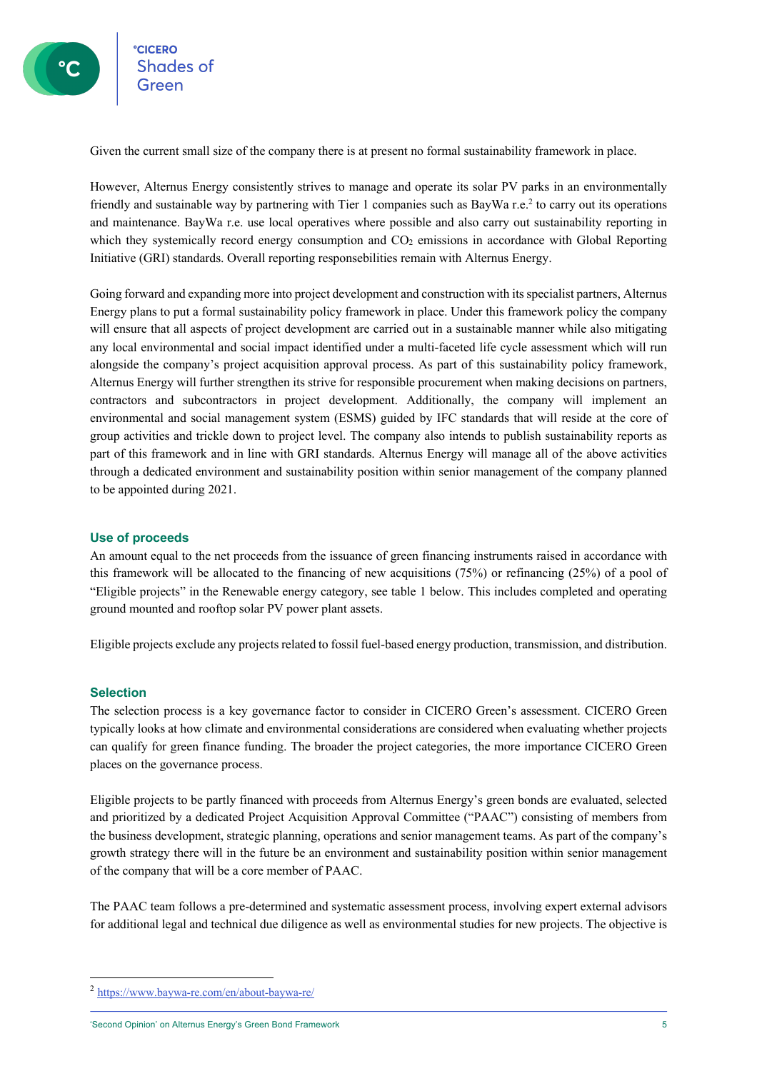Given the current small size of the company there is at present no formal sustainability framework in place.

However, Alternus Energy consistently strives to manage and operate its solar PV parks in an environmentally friendly and sustainable way by partnering with Tier 1 companies such as BayWa r.e.[2] to carry out its operations and maintenance. BayWa r.e. use local operatives where possible and also carry out sustainability reporting in which they systemically record energy consumption and $CO_2$ emissions in accordance with Global Reporting Initiative (GRI) standards. Overall reporting responsebilities remain with Alternus Energy.

Going forward and expanding more into project development and construction with its specialist partners, Alternus Energy plans to put a formal sustainability policy framework in place. Under this framework policy the company will ensure that all aspects of project development are carried out in a sustainable manner while also mitigating any local environmental and social impact identified under a multi-faceted life cycle assessment which will run alongside the company's project acquisition approval process. As part of this sustainability policy framework, Alternus Energy will further strengthen its strive for responsible procurement when making decisions on partners, contractors and subcontractors in project development. Additionally, the company will implement an environmental and social management system (ESMS) guided by IFC standards that will reside at the core of group activities and trickle down to project level. The company also intends to publish sustainability reports as part of this framework and in line with GRI standards. Alternus Energy will manage all of the above activities through a dedicated environment and sustainability position within senior management of the company planned to be appointed during 2021.

### Use of proceeds

An amount equal to the net proceeds from the issuance of green financing instruments raised in accordance with this framework will be allocated to the financing of new acquisitions (75%) or refinancing (25%) of a pool of "Eligible projects" in the Renewable energy category, see table 1 below. This includes completed and operating ground mounted and rooftop solar PV power plant assets.

Eligible projects exclude any projects related to fossil fuel-based energy production, transmission, and distribution.

### Selection

The selection process is a key governance factor to consider in CICERO Green's assessment. CICERO Green typically looks at how climate and environmental considerations are considered when evaluating whether projects can qualify for green finance funding. The broader the project categories, the more importance CICERO Green places on the governance process.

Eligible projects to be partly financed with proceeds from Alternus Energy's green bonds are evaluated, selected and prioritized by a dedicated Project Acquisition Approval Committee ("PAAC") consisting of members from the business development, strategic planning, operations and senior management teams. As part of the company's growth strategy there will in the future be an environment and sustainability position within senior management of the company that will be a core member of PAAC.

The PAAC team follows a pre-determined and systematic assessment process, involving expert external advisors for additional legal and technical due diligence as well as environmental studies for new projects. The objective is

[2] https://www.baywa-re.com/en/about-baywa-re/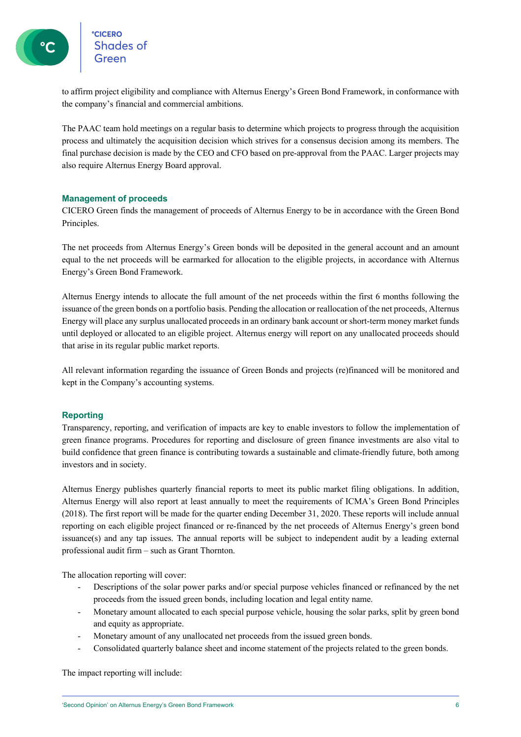to affirm project eligibility and compliance with Alternus Energy's Green Bond Framework, in conformance with the company's financial and commercial ambitions.

The PAAC team hold meetings on a regular basis to determine which projects to progress through the acquisition process and ultimately the acquisition decision which strives for a consensus decision among its members. The final purchase decision is made by the CEO and CFO based on pre-approval from the PAAC. Larger projects may also require Alternus Energy Board approval.

## Management of proceeds

CICERO Green finds the management of proceeds of Alternus Energy to be in accordance with the Green Bond Principles.

The net proceeds from Alternus Energy's Green bonds will be deposited in the general account and an amount equal to the net proceeds will be earmarked for allocation to the eligible projects, in accordance with Alternus Energy's Green Bond Framework.

Alternus Energy intends to allocate the full amount of the net proceeds within the first 6 months following the issuance of the green bonds on a portfolio basis. Pending the allocation or reallocation of the net proceeds, Alternus Energy will place any surplus unallocated proceeds in an ordinary bank account or short-term money market funds until deployed or allocated to an eligible project. Alternus energy will report on any unallocated proceeds should that arise in its regular public market reports.

All relevant information regarding the issuance of Green Bonds and projects (re)financed will be monitored and kept in the Company's accounting systems.

## Reporting

Transparency, reporting, and verification of impacts are key to enable investors to follow the implementation of green finance programs. Procedures for reporting and disclosure of green finance investments are also vital to build confidence that green finance is contributing towards a sustainable and climate-friendly future, both among investors and in society.

Alternus Energy publishes quarterly financial reports to meet its public market filing obligations. In addition, Alternus Energy will also report at least annually to meet the requirements of ICMA's Green Bond Principles (2018). The first report will be made for the quarter ending December 31, 2020. These reports will include annual reporting on each eligible project financed or re-financed by the net proceeds of Alternus Energy's green bond issuance(s) and any tap issues. The annual reports will be subject to independent audit by a leading external professional audit firm – such as Grant Thornton.

The allocation reporting will cover:

- Descriptions of the solar power parks and/or special purpose vehicles financed or refinanced by the net proceeds from the issued green bonds, including location and legal entity name.
- Monetary amount allocated to each special purpose vehicle, housing the solar parks, split by green bond and equity as appropriate.
- Monetary amount of any unallocated net proceeds from the issued green bonds.
- Consolidated quarterly balance sheet and income statement of the projects related to the green bonds.

The impact reporting will include: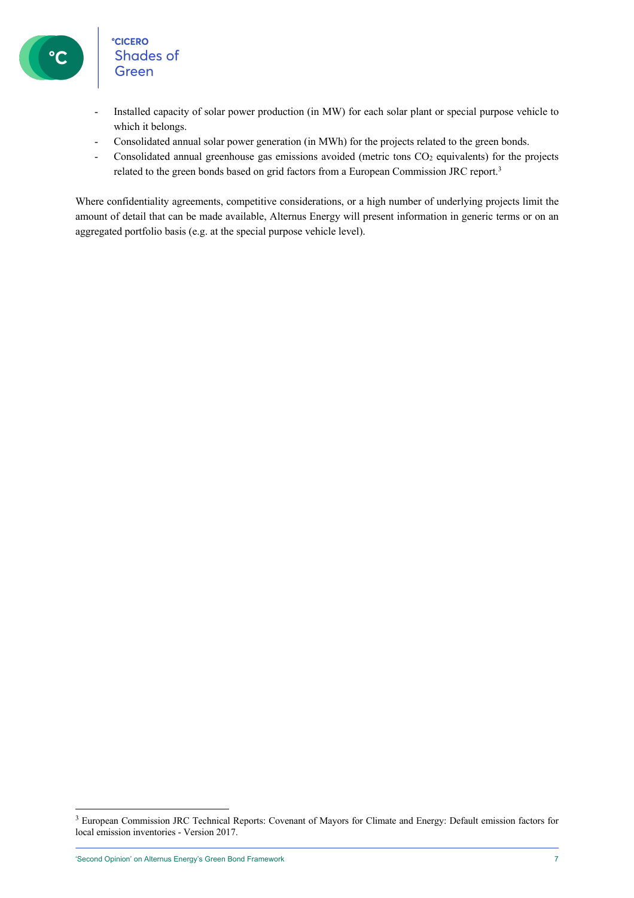- Installed capacity of solar power production (in MW) for each solar plant or special purpose vehicle to which it belongs.
- Consolidated annual solar power generation (in MWh) for the projects related to the green bonds.
- Consolidated annual greenhouse gas emissions avoided (metric tons $CO_2$ equivalents) for the projects related to the green bonds based on grid factors from a European Commission JRC report.[3]

Where confidentiality agreements, competitive considerations, or a high number of underlying projects limit the amount of detail that can be made available, Alternus Energy will present information in generic terms or on an aggregated portfolio basis (e.g. at the special purpose vehicle level).

[3] European Commission JRC Technical Reports: Covenant of Mayors for Climate and Energy: Default emission factors for local emission inventories - Version 2017.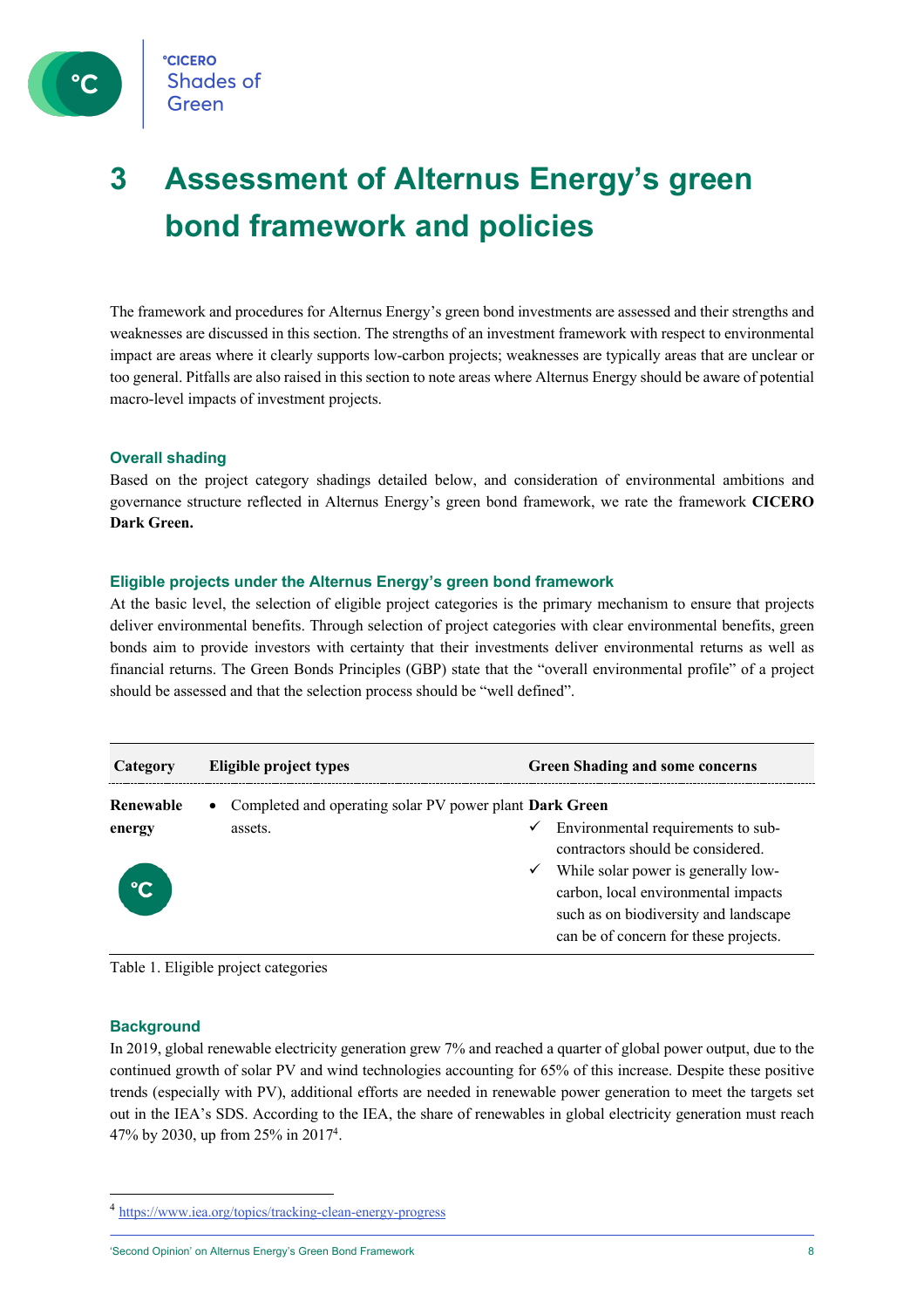# 3 Assessment of Alternus Energy's green bond framework and policies

The framework and procedures for Alternus Energy's green bond investments are assessed and their strengths and weaknesses are discussed in this section. The strengths of an investment framework with respect to environmental impact are areas where it clearly supports low-carbon projects; weaknesses are typically areas that are unclear or too general. Pitfalls are also raised in this section to note areas where Alternus Energy should be aware of potential macro-level impacts of investment projects.

### Overall shading

Based on the project category shadings detailed below, and consideration of environmental ambitions and governance structure reflected in Alternus Energy's green bond framework, we rate the framework **CICERO Dark Green.**

### Eligible projects under the Alternus Energy's green bond framework

At the basic level, the selection of eligible project categories is the primary mechanism to ensure that projects deliver environmental benefits. Through selection of project categories with clear environmental benefits, green bonds aim to provide investors with certainty that their investments deliver environmental returns as well as financial returns. The Green Bonds Principles (GBP) state that the "overall environmental profile" of a project should be assessed and that the selection process should be "well defined".

| Category | Eligible project types | Green Shading and some concerns |
|---|---|---|
| **Renewable energy** | • Completed and operating solar PV power plant assets. | **Dark Green**<br>✓ Environmental requirements to sub-contractors should be considered.<br>✓ While solar power is generally low-carbon, local environmental impacts such as on biodiversity and landscape can be of concern for these projects. |

Table 1. Eligible project categories

### Background

In 2019, global renewable electricity generation grew 7% and reached a quarter of global power output, due to the continued growth of solar PV and wind technologies accounting for 65% of this increase. Despite these positive trends (especially with PV), additional efforts are needed in renewable power generation to meet the targets set out in the IEA's SDS. According to the IEA, the share of renewables in global electricity generation must reach 47% by 2030, up from 25% in 2017[4].

[4] https://www.iea.org/topics/tracking-clean-energy-progress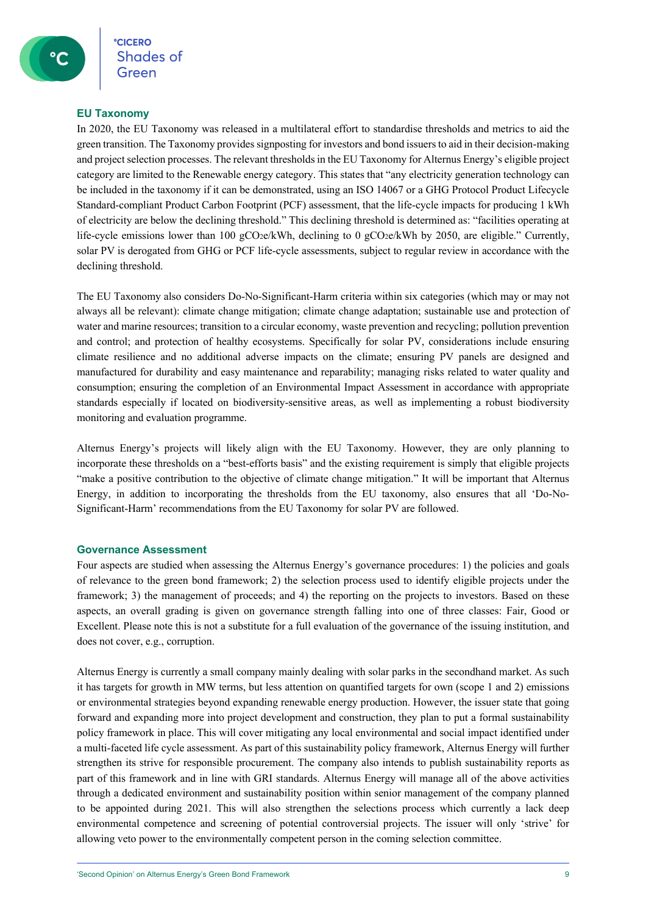## EU Taxonomy

In 2020, the EU Taxonomy was released in a multilateral effort to standardise thresholds and metrics to aid the green transition. The Taxonomy provides signposting for investors and bond issuers to aid in their decision-making and project selection processes. The relevant thresholds in the EU Taxonomy for Alternus Energy's eligible project category are limited to the Renewable energy category. This states that "any electricity generation technology can be included in the taxonomy if it can be demonstrated, using an ISO 14067 or a GHG Protocol Product Lifecycle Standard-compliant Product Carbon Footprint (PCF) assessment, that the life-cycle impacts for producing 1 kWh of electricity are below the declining threshold." This declining threshold is determined as: "facilities operating at life-cycle emissions lower than 100 $gCO_2e/kWh$, declining to 0 $gCO_2e/kWh$ by 2050, are eligible." Currently, solar PV is derogated from GHG or PCF life-cycle assessments, subject to regular review in accordance with the declining threshold.

The EU Taxonomy also considers Do-No-Significant-Harm criteria within six categories (which may or may not always all be relevant): climate change mitigation; climate change adaptation; sustainable use and protection of water and marine resources; transition to a circular economy, waste prevention and recycling; pollution prevention and control; and protection of healthy ecosystems. Specifically for solar PV, considerations include ensuring climate resilience and no additional adverse impacts on the climate; ensuring PV panels are designed and manufactured for durability and easy maintenance and reparability; managing risks related to water quality and consumption; ensuring the completion of an Environmental Impact Assessment in accordance with appropriate standards especially if located on biodiversity-sensitive areas, as well as implementing a robust biodiversity monitoring and evaluation programme.

Alternus Energy's projects will likely align with the EU Taxonomy. However, they are only planning to incorporate these thresholds on a "best-efforts basis" and the existing requirement is simply that eligible projects "make a positive contribution to the objective of climate change mitigation." It will be important that Alternus Energy, in addition to incorporating the thresholds from the EU taxonomy, also ensures that all 'Do-No-Significant-Harm' recommendations from the EU Taxonomy for solar PV are followed.

## Governance Assessment

Four aspects are studied when assessing the Alternus Energy's governance procedures: 1) the policies and goals of relevance to the green bond framework; 2) the selection process used to identify eligible projects under the framework; 3) the management of proceeds; and 4) the reporting on the projects to investors. Based on these aspects, an overall grading is given on governance strength falling into one of three classes: Fair, Good or Excellent. Please note this is not a substitute for a full evaluation of the governance of the issuing institution, and does not cover, e.g., corruption.

Alternus Energy is currently a small company mainly dealing with solar parks in the secondhand market. As such it has targets for growth in MW terms, but less attention on quantified targets for own (scope 1 and 2) emissions or environmental strategies beyond expanding renewable energy production. However, the issuer state that going forward and expanding more into project development and construction, they plan to put a formal sustainability policy framework in place. This will cover mitigating any local environmental and social impact identified under a multi-faceted life cycle assessment. As part of this sustainability policy framework, Alternus Energy will further strengthen its strive for responsible procurement. The company also intends to publish sustainability reports as part of this framework and in line with GRI standards. Alternus Energy will manage all of the above activities through a dedicated environment and sustainability position within senior management of the company planned to be appointed during 2021. This will also strengthen the selections process which currently a lack deep environmental competence and screening of potential controversial projects. The issuer will only 'strive' for allowing veto power to the environmentally competent person in the coming selection committee.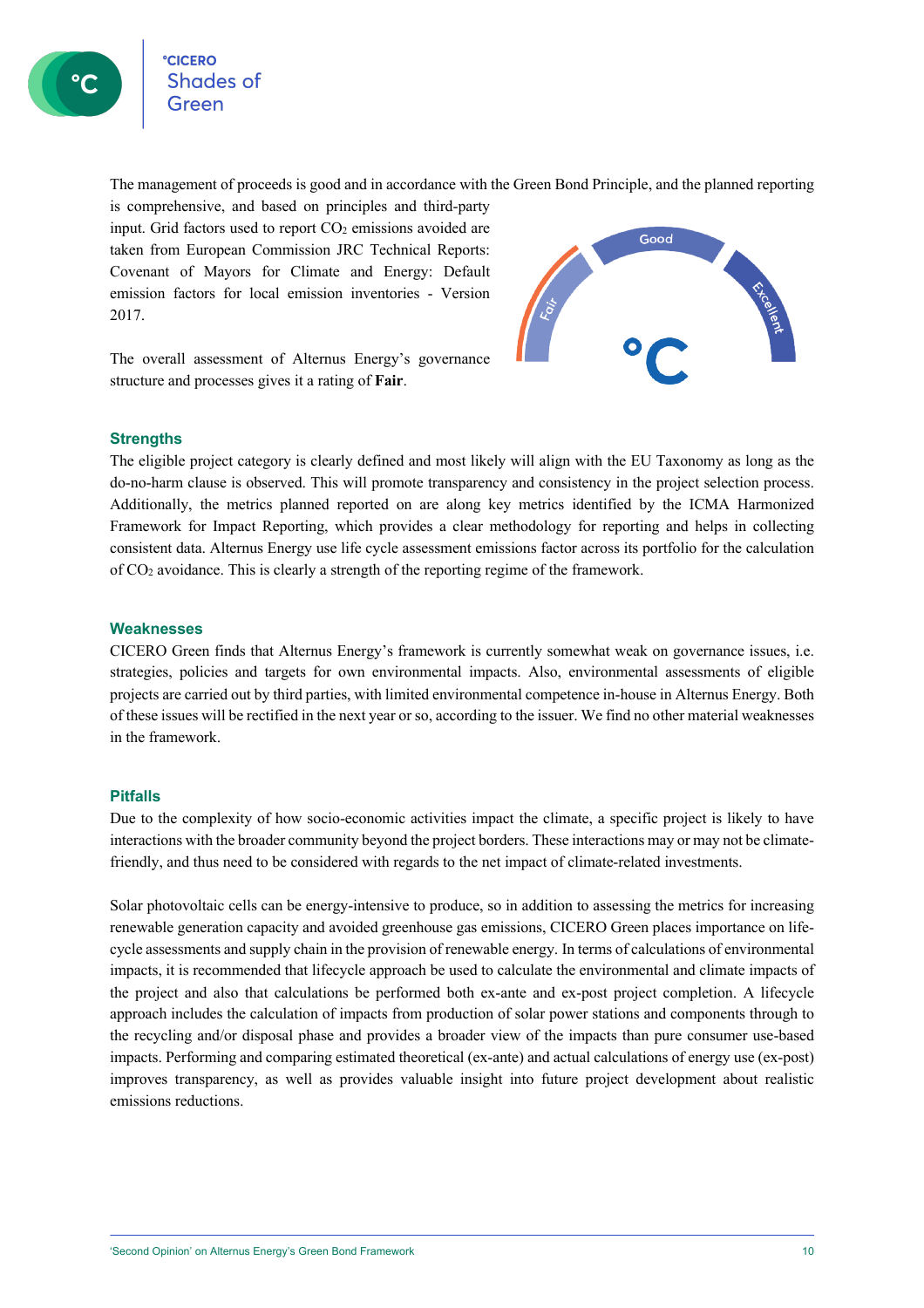The management of proceeds is good and in accordance with the Green Bond Principle, and the planned reporting is comprehensive, and based on principles and third-party input. Grid factors used to report $CO_2$ emissions avoided are taken from European Commission JRC Technical Reports: Covenant of Mayors for Climate and Energy: Default emission factors for local emission inventories - Version 2017.

The overall assessment of Alternus Energy's governance structure and processes gives it a rating of **Fair**.

### Strengths

The eligible project category is clearly defined and most likely will align with the EU Taxonomy as long as the do-no-harm clause is observed. This will promote transparency and consistency in the project selection process. Additionally, the metrics planned reported on are along key metrics identified by the ICMA Harmonized Framework for Impact Reporting, which provides a clear methodology for reporting and helps in collecting consistent data. Alternus Energy use life cycle assessment emissions factor across its portfolio for the calculation of $CO_2$ avoidance. This is clearly a strength of the reporting regime of the framework.

### Weaknesses

CICERO Green finds that Alternus Energy's framework is currently somewhat weak on governance issues, i.e. strategies, policies and targets for own environmental impacts. Also, environmental assessments of eligible projects are carried out by third parties, with limited environmental competence in-house in Alternus Energy. Both of these issues will be rectified in the next year or so, according to the issuer. We find no other material weaknesses in the framework.

### Pitfalls

Due to the complexity of how socio-economic activities impact the climate, a specific project is likely to have interactions with the broader community beyond the project borders. These interactions may or may not be climate-friendly, and thus need to be considered with regards to the net impact of climate-related investments.

Solar photovoltaic cells can be energy-intensive to produce, so in addition to assessing the metrics for increasing renewable generation capacity and avoided greenhouse gas emissions, CICERO Green places importance on life-cycle assessments and supply chain in the provision of renewable energy. In terms of calculations of environmental impacts, it is recommended that lifecycle approach be used to calculate the environmental and climate impacts of the project and also that calculations be performed both ex-ante and ex-post project completion. A lifecycle approach includes the calculation of impacts from production of solar power stations and components through to the recycling and/or disposal phase and provides a broader view of the impacts than pure consumer use-based impacts. Performing and comparing estimated theoretical (ex-ante) and actual calculations of energy use (ex-post) improves transparency, as well as provides valuable insight into future project development about realistic emissions reductions.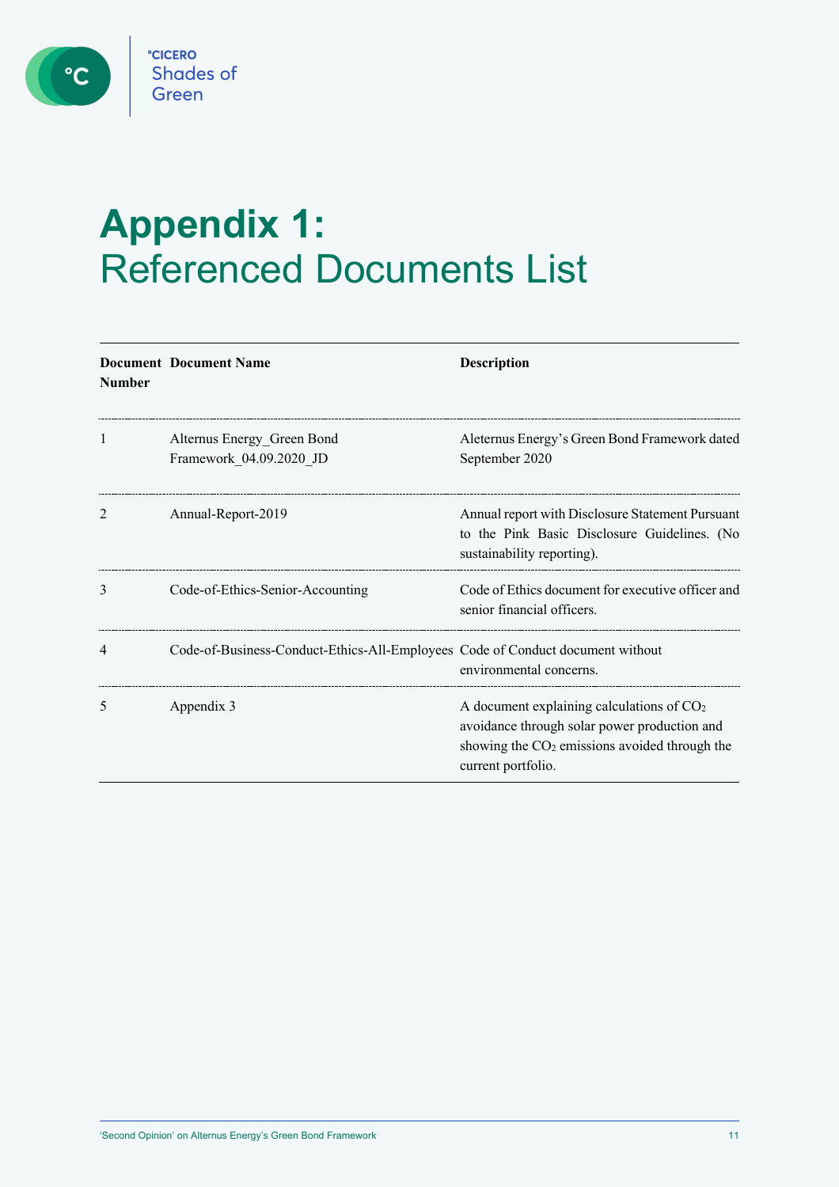# Appendix 1: Referenced Documents List

| Document Number | Document Name | Description |
|---|---|---|
| 1 | Alternus Energy_Green Bond Framework_04.09.2020_JD | Aleternus Energy's Green Bond Framework dated September 2020 |
| 2 | Annual-Report-2019 | Annual report with Disclosure Statement Pursuant to the Pink Basic Disclosure Guidelines. (No sustainability reporting). |
| 3 | Code-of-Ethics-Senior-Accounting | Code of Ethics document for executive officer and senior financial officers. |
| 4 | Code-of-Business-Conduct-Ethics-All-Employees | Code of Conduct document without environmental concerns. |
| 5 | Appendix 3 | A document explaining calculations of $CO_2$ avoidance through solar power production and showing the $CO_2$ emissions avoided through the current portfolio. |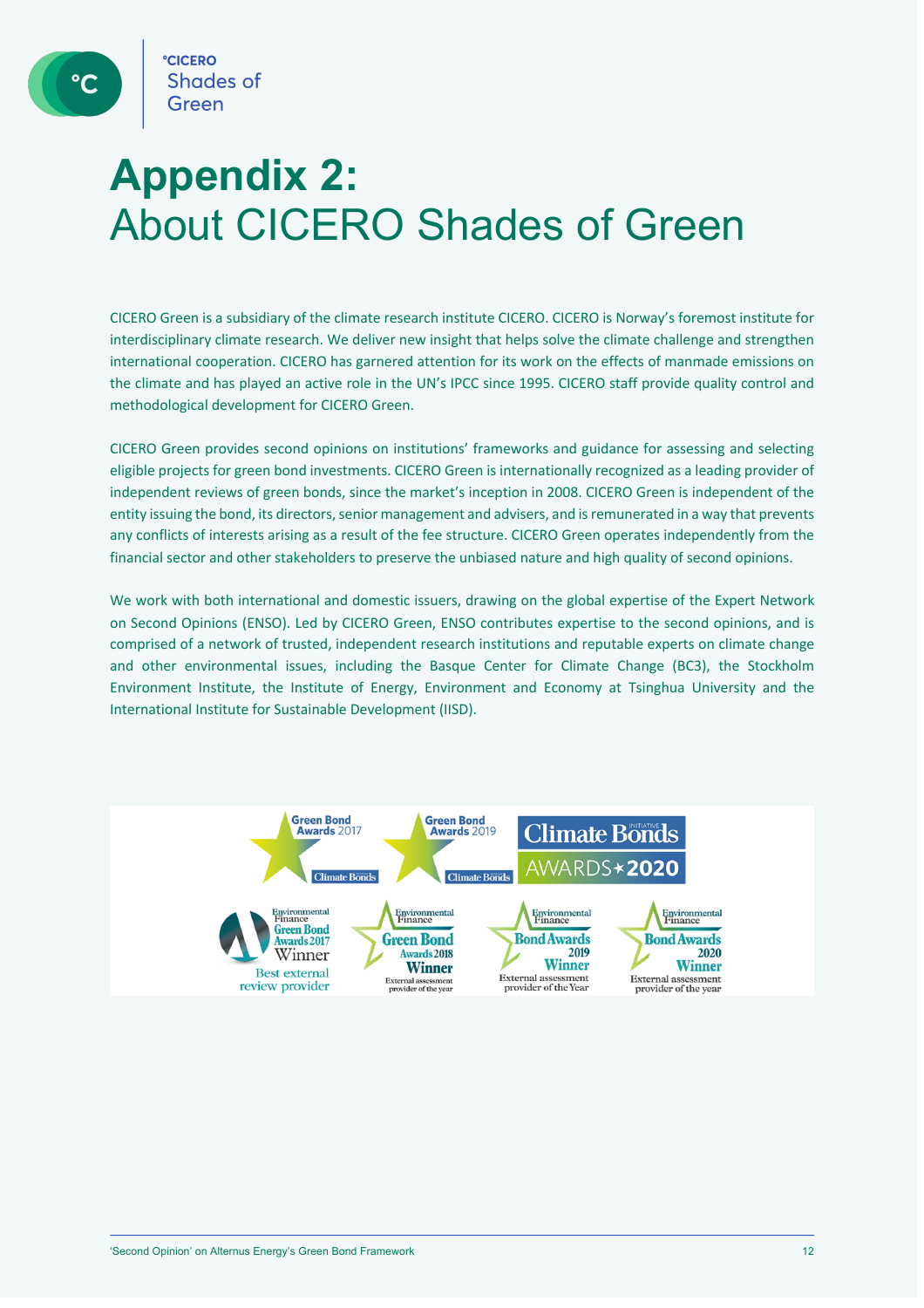# Appendix 2: About CICERO Shades of Green

CICERO Green is a subsidiary of the climate research institute CICERO. CICERO is Norway's foremost institute for interdisciplinary climate research. We deliver new insight that helps solve the climate challenge and strengthen international cooperation. CICERO has garnered attention for its work on the effects of manmade emissions on the climate and has played an active role in the UN's IPCC since 1995. CICERO staff provide quality control and methodological development for CICERO Green.

CICERO Green provides second opinions on institutions' frameworks and guidance for assessing and selecting eligible projects for green bond investments. CICERO Green is internationally recognized as a leading provider of independent reviews of green bonds, since the market's inception in 2008. CICERO Green is independent of the entity issuing the bond, its directors, senior management and advisers, and is remunerated in a way that prevents any conflicts of interests arising as a result of the fee structure. CICERO Green operates independently from the financial sector and other stakeholders to preserve the unbiased nature and high quality of second opinions.

We work with both international and domestic issuers, drawing on the global expertise of the Expert Network on Second Opinions (ENSO). Led by CICERO Green, ENSO contributes expertise to the second opinions, and is comprised of a network of trusted, independent research institutions and reputable experts on climate change and other environmental issues, including the Basque Center for Climate Change (BC3), the Stockholm Environment Institute, the Institute of Energy, Environment and Economy at Tsinghua University and the International Institute for Sustainable Development (IISD).

Green Bond Awards 2017 Climate Bonds
Green Bond Awards 2019 Climate Bonds
Climate Bonds Initiative AWARDS 2020

Environmental Finance Green Bond Awards 2017 Winner Best external review provider
Environmental Finance Green Bond Awards 2018 Winner External assessment provider of the year
Environmental Finance Bond Awards 2019 Winner External assessment provider of the Year
Environmental Finance Bond Awards 2020 Winner External assessment provider of the year